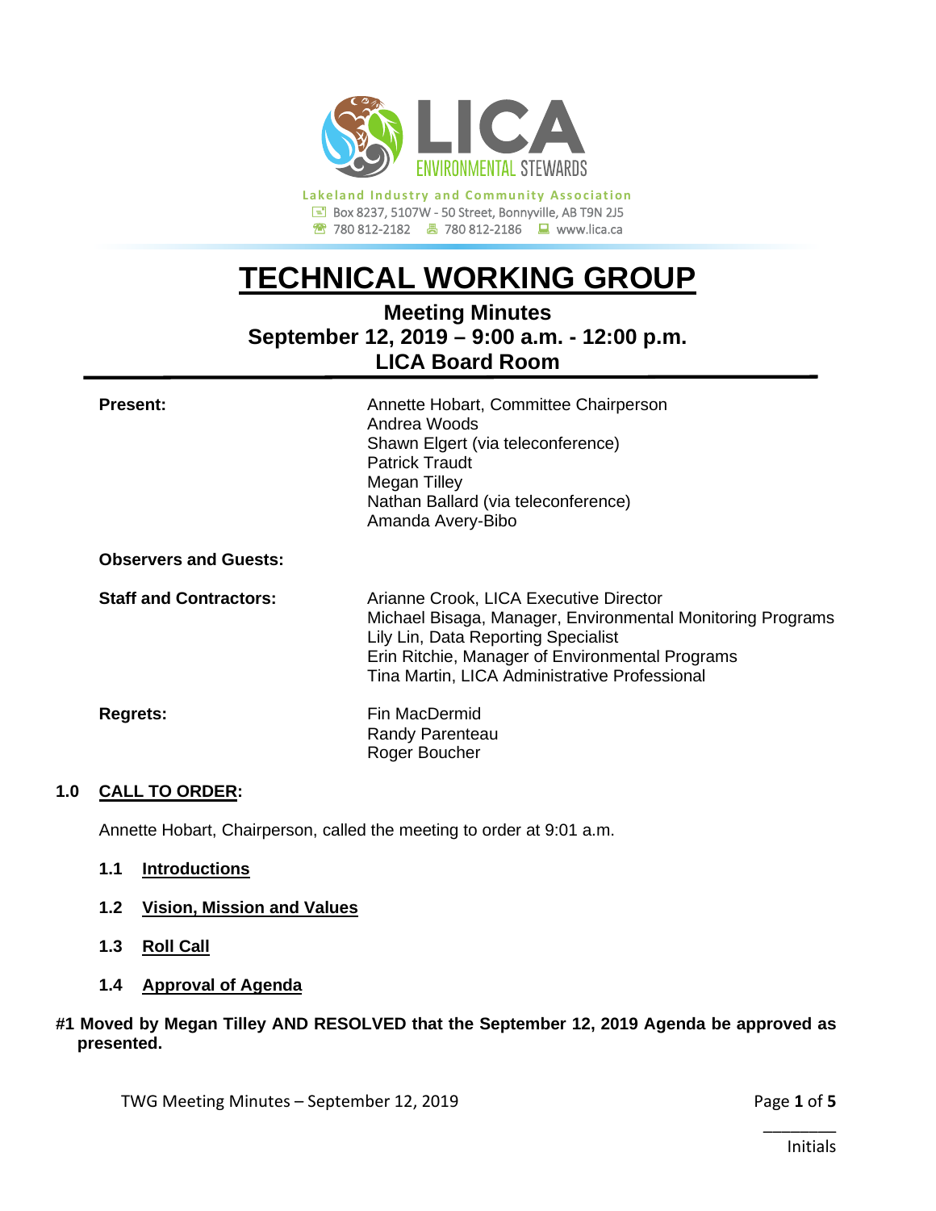**Lakeland Industry and Community Association**
Box 8237, 5107W - 50 Street, Bonnyville, AB T9N 2J5
780 812-2182 780 812-2186 www.lica.ca

# TECHNICAL WORKING GROUP

## Meeting Minutes
## September 12, 2019 – 9:00 a.m. - 12:00 p.m.
## LICA Board Room

| | |
|---|---|
| **Present:** | Annette Hobart, Committee Chairperson<br>Andrea Woods<br>Shawn Elgert (via teleconference)<br>Patrick Traudt<br>Megan Tilley<br>Nathan Ballard (via teleconference)<br>Amanda Avery-Bibo |
| **Observers and Guests:** | |
| **Staff and Contractors:** | Arianne Crook, LICA Executive Director<br>Michael Bisaga, Manager, Environmental Monitoring Programs<br>Lily Lin, Data Reporting Specialist<br>Erin Ritchie, Manager of Environmental Programs<br>Tina Martin, LICA Administrative Professional |
| **Regrets:** | Fin MacDermid<br>Randy Parenteau<br>Roger Boucher |

### 1.0 CALL TO ORDER:

Annette Hobart, Chairperson, called the meeting to order at 9:01 a.m.

#### 1.1 Introductions

#### 1.2 Vision, Mission and Values

#### 1.3 Roll Call

#### 1.4 Approval of Agenda

**#1 Moved by Megan Tilley AND RESOLVED that the September 12, 2019 Agenda be approved as presented.**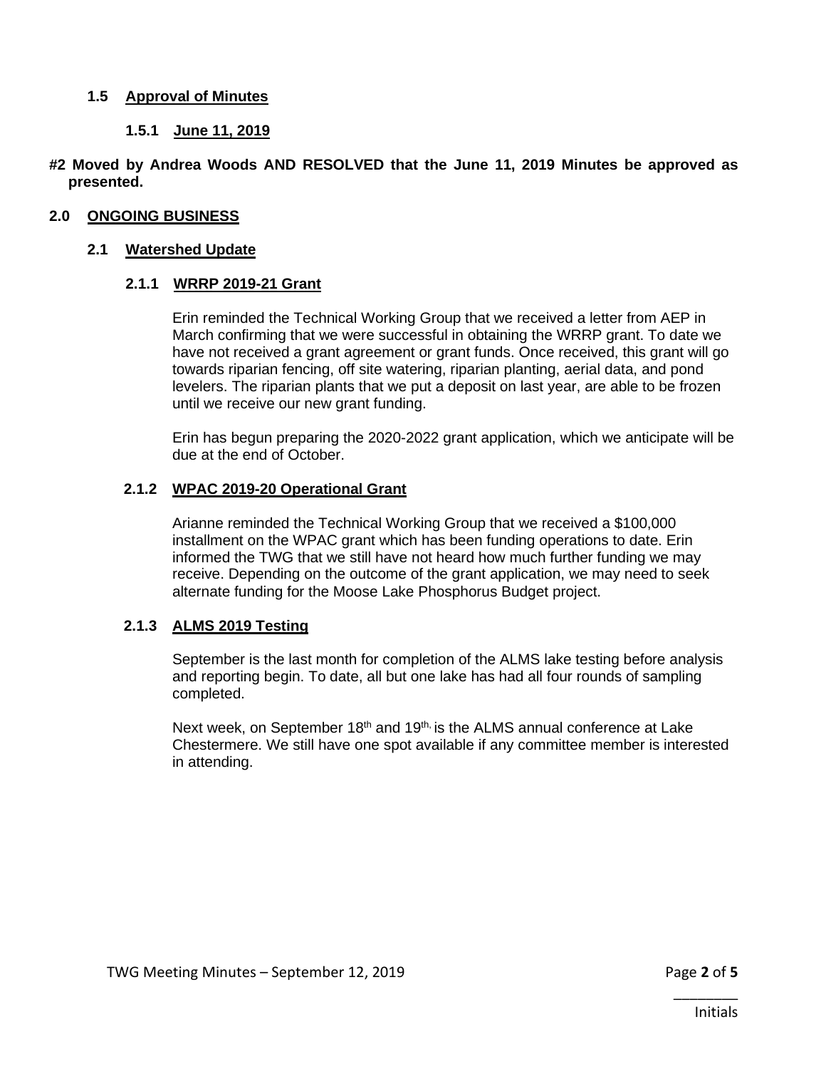### 1.5 Approval of Minutes

#### 1.5.1 June 11, 2019

**#2 Moved by Andrea Woods AND RESOLVED that the June 11, 2019 Minutes be approved as presented.**

## 2.0 ONGOING BUSINESS

### 2.1 Watershed Update

#### 2.1.1 WRRP 2019-21 Grant

Erin reminded the Technical Working Group that we received a letter from AEP in March confirming that we were successful in obtaining the WRRP grant. To date we have not received a grant agreement or grant funds. Once received, this grant will go towards riparian fencing, off site watering, riparian planting, aerial data, and pond levelers. The riparian plants that we put a deposit on last year, are able to be frozen until we receive our new grant funding.

Erin has begun preparing the 2020-2022 grant application, which we anticipate will be due at the end of October.

#### 2.1.2 WPAC 2019-20 Operational Grant

Arianne reminded the Technical Working Group that we received a $100,000 installment on the WPAC grant which has been funding operations to date. Erin informed the TWG that we still have not heard how much further funding we may receive. Depending on the outcome of the grant application, we may need to seek alternate funding for the Moose Lake Phosphorus Budget project.

#### 2.1.3 ALMS 2019 Testing

September is the last month for completion of the ALMS lake testing before analysis and reporting begin. To date, all but one lake has had all four rounds of sampling completed.

Next week, on September 18th and 19th, is the ALMS annual conference at Lake Chestermere. We still have one spot available if any committee member is interested in attending.

________
Initials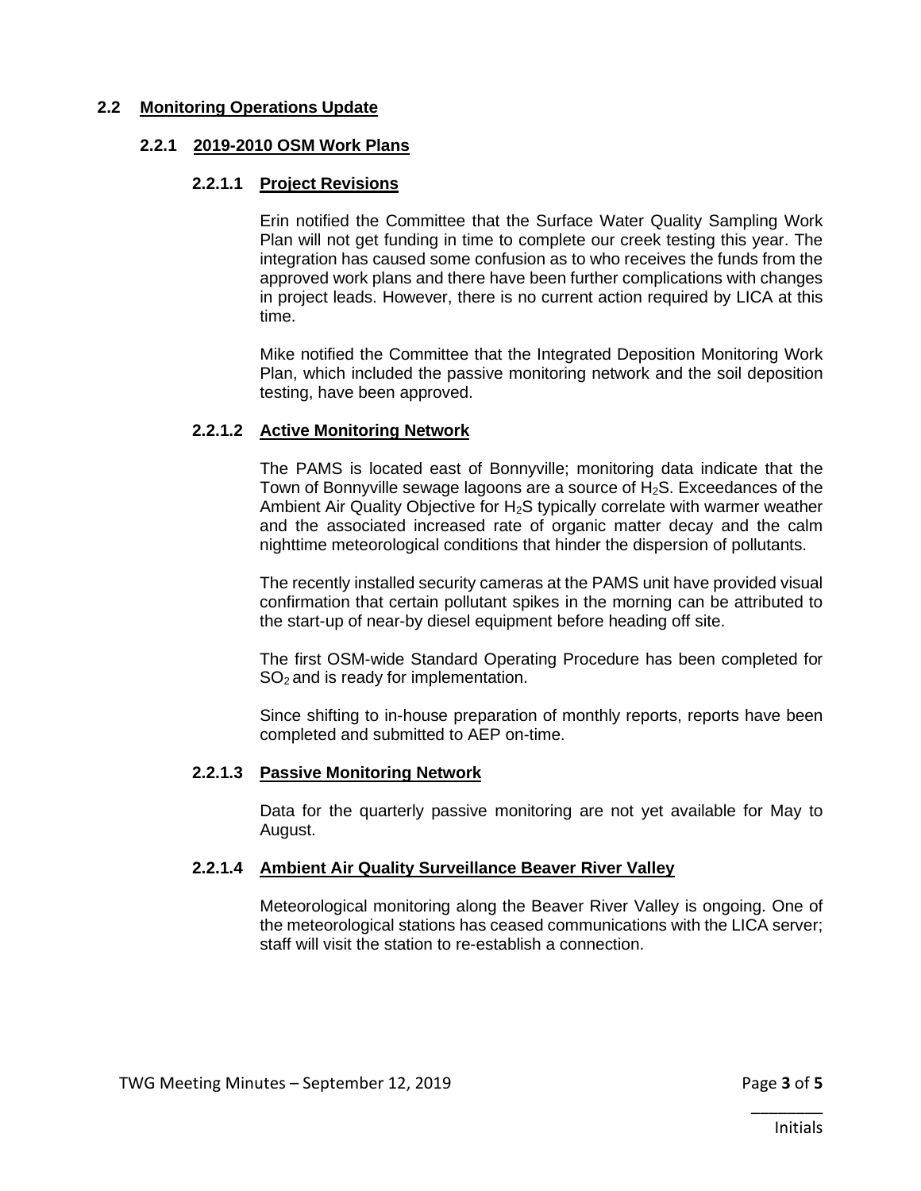## 2.2 Monitoring Operations Update

### 2.2.1 2019-2010 OSM Work Plans

#### 2.2.1.1 Project Revisions

Erin notified the Committee that the Surface Water Quality Sampling Work Plan will not get funding in time to complete our creek testing this year. The integration has caused some confusion as to who receives the funds from the approved work plans and there have been further complications with changes in project leads. However, there is no current action required by LICA at this time.

Mike notified the Committee that the Integrated Deposition Monitoring Work Plan, which included the passive monitoring network and the soil deposition testing, have been approved.

#### 2.2.1.2 Active Monitoring Network

The PAMS is located east of Bonnyville; monitoring data indicate that the Town of Bonnyville sewage lagoons are a source of $H_2S$. Exceedances of the Ambient Air Quality Objective for $H_2S$ typically correlate with warmer weather and the associated increased rate of organic matter decay and the calm nighttime meteorological conditions that hinder the dispersion of pollutants.

The recently installed security cameras at the PAMS unit have provided visual confirmation that certain pollutant spikes in the morning can be attributed to the start-up of near-by diesel equipment before heading off site.

The first OSM-wide Standard Operating Procedure has been completed for $SO_2$ and is ready for implementation.

Since shifting to in-house preparation of monthly reports, reports have been completed and submitted to AEP on-time.

#### 2.2.1.3 Passive Monitoring Network

Data for the quarterly passive monitoring are not yet available for May to August.

#### 2.2.1.4 Ambient Air Quality Surveillance Beaver River Valley

Meteorological monitoring along the Beaver River Valley is ongoing. One of the meteorological stations has ceased communications with the LICA server; staff will visit the station to re-establish a connection.

________
Initials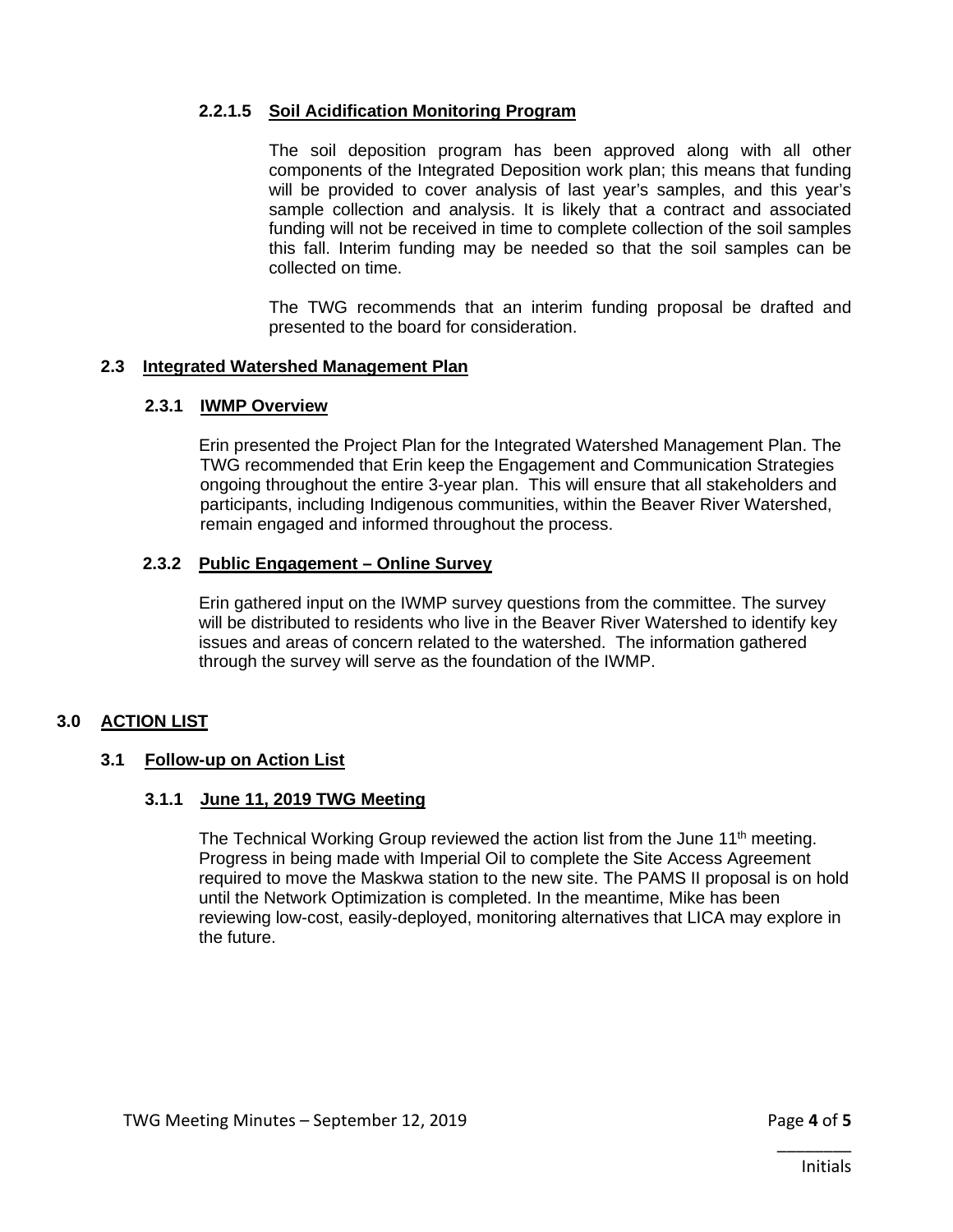#### 2.2.1.5 Soil Acidification Monitoring Program

The soil deposition program has been approved along with all other components of the Integrated Deposition work plan; this means that funding will be provided to cover analysis of last year's samples, and this year's sample collection and analysis. It is likely that a contract and associated funding will not be received in time to complete collection of the soil samples this fall. Interim funding may be needed so that the soil samples can be collected on time.

The TWG recommends that an interim funding proposal be drafted and presented to the board for consideration.

### 2.3 Integrated Watershed Management Plan

#### 2.3.1 IWMP Overview

Erin presented the Project Plan for the Integrated Watershed Management Plan. The TWG recommended that Erin keep the Engagement and Communication Strategies ongoing throughout the entire 3-year plan. This will ensure that all stakeholders and participants, including Indigenous communities, within the Beaver River Watershed, remain engaged and informed throughout the process.

#### 2.3.2 Public Engagement – Online Survey

Erin gathered input on the IWMP survey questions from the committee. The survey will be distributed to residents who live in the Beaver River Watershed to identify key issues and areas of concern related to the watershed. The information gathered through the survey will serve as the foundation of the IWMP.

## 3.0 ACTION LIST

### 3.1 Follow-up on Action List

#### 3.1.1 June 11, 2019 TWG Meeting

The Technical Working Group reviewed the action list from the June 11th meeting. Progress in being made with Imperial Oil to complete the Site Access Agreement required to move the Maskwa station to the new site. The PAMS II proposal is on hold until the Network Optimization is completed. In the meantime, Mike has been reviewing low-cost, easily-deployed, monitoring alternatives that LICA may explore in the future.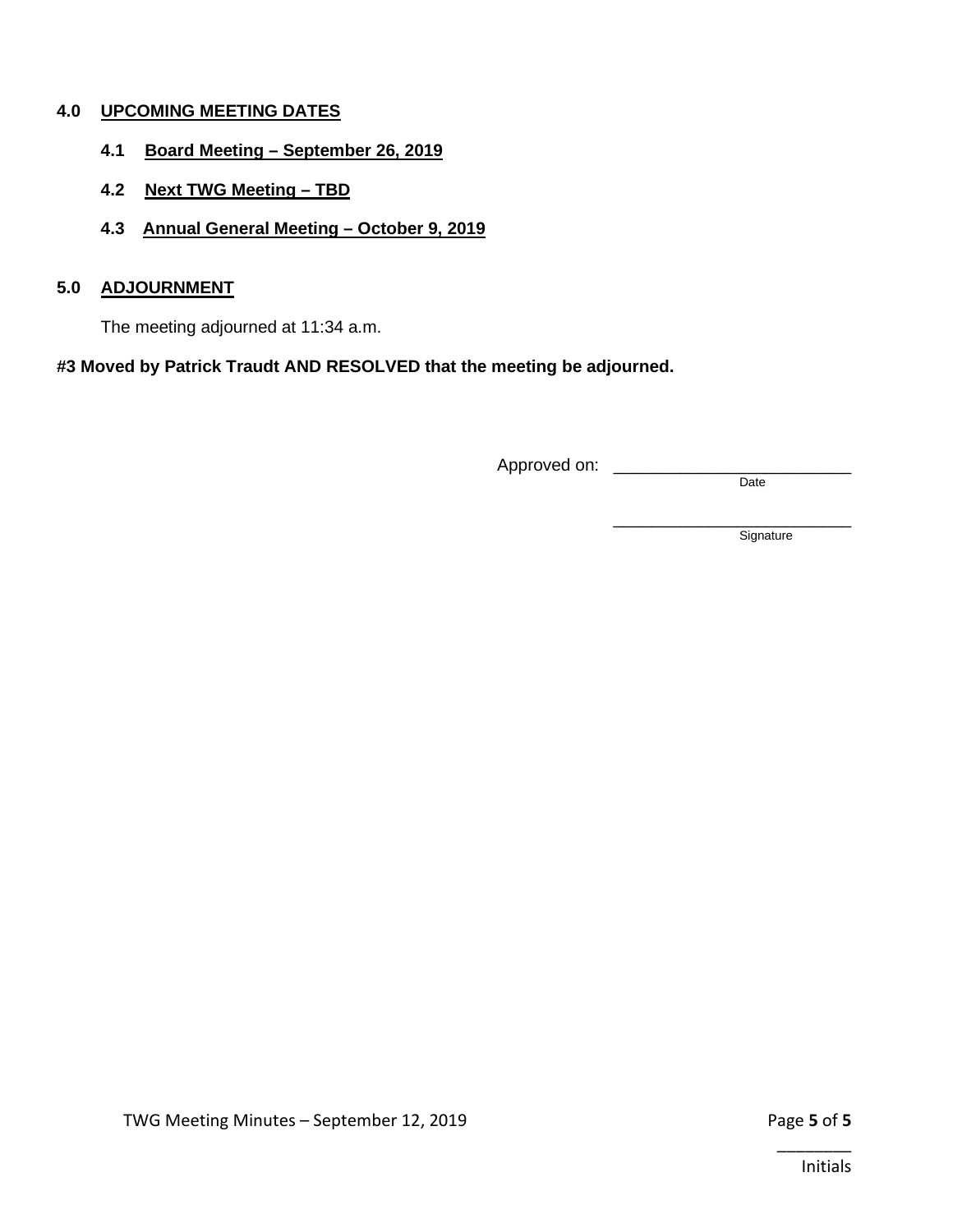## 4.0 UPCOMING MEETING DATES

### 4.1 Board Meeting – September 26, 2019

### 4.2 Next TWG Meeting – TBD

### 4.3 Annual General Meeting – October 9, 2019

## 5.0 ADJOURNMENT

The meeting adjourned at 11:34 a.m.

**#3 Moved by Patrick Traudt AND RESOLVED that the meeting be adjourned.**

Approved on: ___________________________
Date

___________________________
Signature

________
Initials